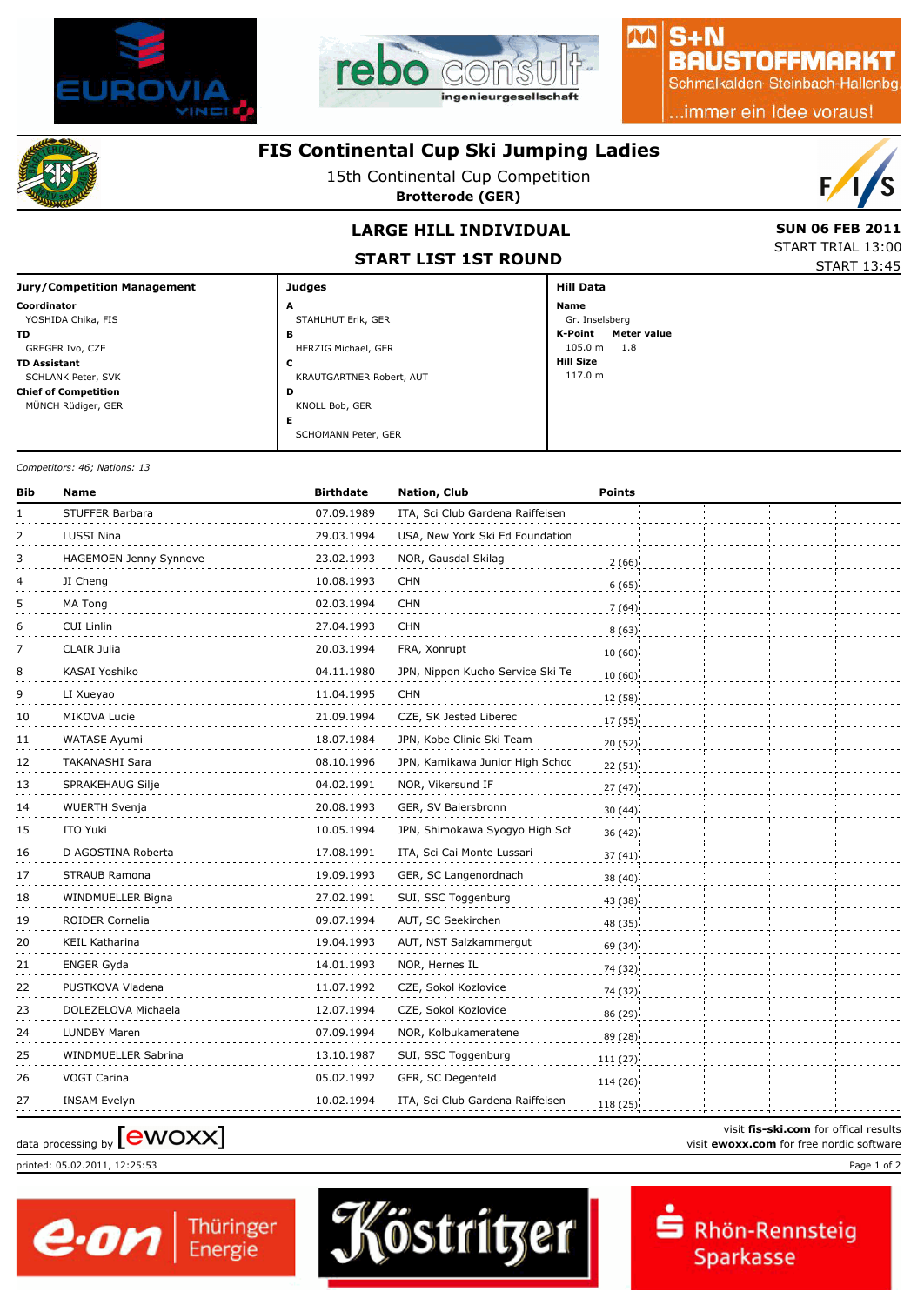# FIS Continental Cup Ski Jumping Ladies

15th Continental Cup Competition

**Brotterode (GER)**

## LARGE HILL INDIVIDUAL

## START LIST 1ST ROUND

**SUN 06 FEB 2011**

START TRIAL 13:00

START 13:45

**Jury/Competition Management**

**Coordinator**
YOSHIDA Chika, FIS

**TD**
GREGER Ivo, CZE

**TD Assistant**
SCHLANK Peter, SVK

**Chief of Competition**
MÜNCH Rüdiger, GER

**Judges**

**A**
STAHLHUT Erik, GER

**B**
HERZIG Michael, GER

**C**
KRAUTGARTNER Robert, AUT

**D**
KNOLL Bob, GER

**E**
SCHOMANN Peter, GER

**Hill Data**

**Name**
Gr. Inselsberg

**K-Point** 105.0 m **Meter value** 1.8

**Hill Size**
117.0 m

*Competitors: 46; Nations: 13*

| Bib | Name | Birthdate | Nation, Club | Points |
|---|---|---|---|---|
| 1 | STUFFER Barbara | 07.09.1989 | ITA, Sci Club Gardena Raiffeisen | |
| 2 | LUSSI Nina | 29.03.1994 | USA, New York Ski Ed Foundation | |
| 3 | HAGEMOEN Jenny Synnove | 23.02.1993 | NOR, Gausdal Skilag | 2 (66) |
| 4 | JI Cheng | 10.08.1993 | CHN | 6 (65) |
| 5 | MA Tong | 02.03.1994 | CHN | 7 (64) |
| 6 | CUI Linlin | 27.04.1993 | CHN | 8 (63) |
| 7 | CLAIR Julia | 20.03.1994 | FRA, Xonrupt | 10 (60) |
| 8 | KASAI Yoshiko | 04.11.1980 | JPN, Nippon Kucho Service Ski Te | 10 (60) |
| 9 | LI Xueyao | 11.04.1995 | CHN | 12 (58) |
| 10 | MIKOVA Lucie | 21.09.1994 | CZE, SK Jested Liberec | 17 (55) |
| 11 | WATASE Ayumi | 18.07.1984 | JPN, Kobe Clinic Ski Team | 20 (52) |
| 12 | TAKANASHI Sara | 08.10.1996 | JPN, Kamikawa Junior High Schoo | 22 (51) |
| 13 | SPRAKEHAUG Silje | 04.02.1991 | NOR, Vikersund IF | 27 (47) |
| 14 | WUERTH Svenja | 20.08.1993 | GER, SV Baiersbronn | 30 (44) |
| 15 | ITO Yuki | 10.05.1994 | JPN, Shimokawa Syogyo High Sch | 36 (42) |
| 16 | D AGOSTINA Roberta | 17.08.1991 | ITA, Sci Cai Monte Lussari | 37 (41) |
| 17 | STRAUB Ramona | 19.09.1993 | GER, SC Langenordnach | 38 (40) |
| 18 | WINDMUELLER Bigna | 27.02.1991 | SUI, SSC Toggenburg | 43 (38) |
| 19 | ROIDER Cornelia | 09.07.1994 | AUT, SC Seekirchen | 48 (35) |
| 20 | KEIL Katharina | 19.04.1993 | AUT, NST Salzkammergut | 69 (34) |
| 21 | ENGER Gyda | 14.01.1993 | NOR, Hernes IL | 74 (32) |
| 22 | PUSTKOVA Vladena | 11.07.1992 | CZE, Sokol Kozlovice | 74 (32) |
| 23 | DOLEZELOVA Michaela | 12.07.1994 | CZE, Sokol Kozlovice | 86 (29) |
| 24 | LUNDBY Maren | 07.09.1994 | NOR, Kolbukameratene | 89 (28) |
| 25 | WINDMUELLER Sabrina | 13.10.1987 | SUI, SSC Toggenburg | 111 (27) |
| 26 | VOGT Carina | 05.02.1992 | GER, SC Degenfeld | 114 (26) |
| 27 | INSAM Evelyn | 10.02.1994 | ITA, Sci Club Gardena Raiffeisen | 118 (25) |

data processing by [ewoxx]

visit **fis-ski.com** for offical results
visit **ewoxx.com** for free nordic software

printed: 05.02.2011, 12:25:53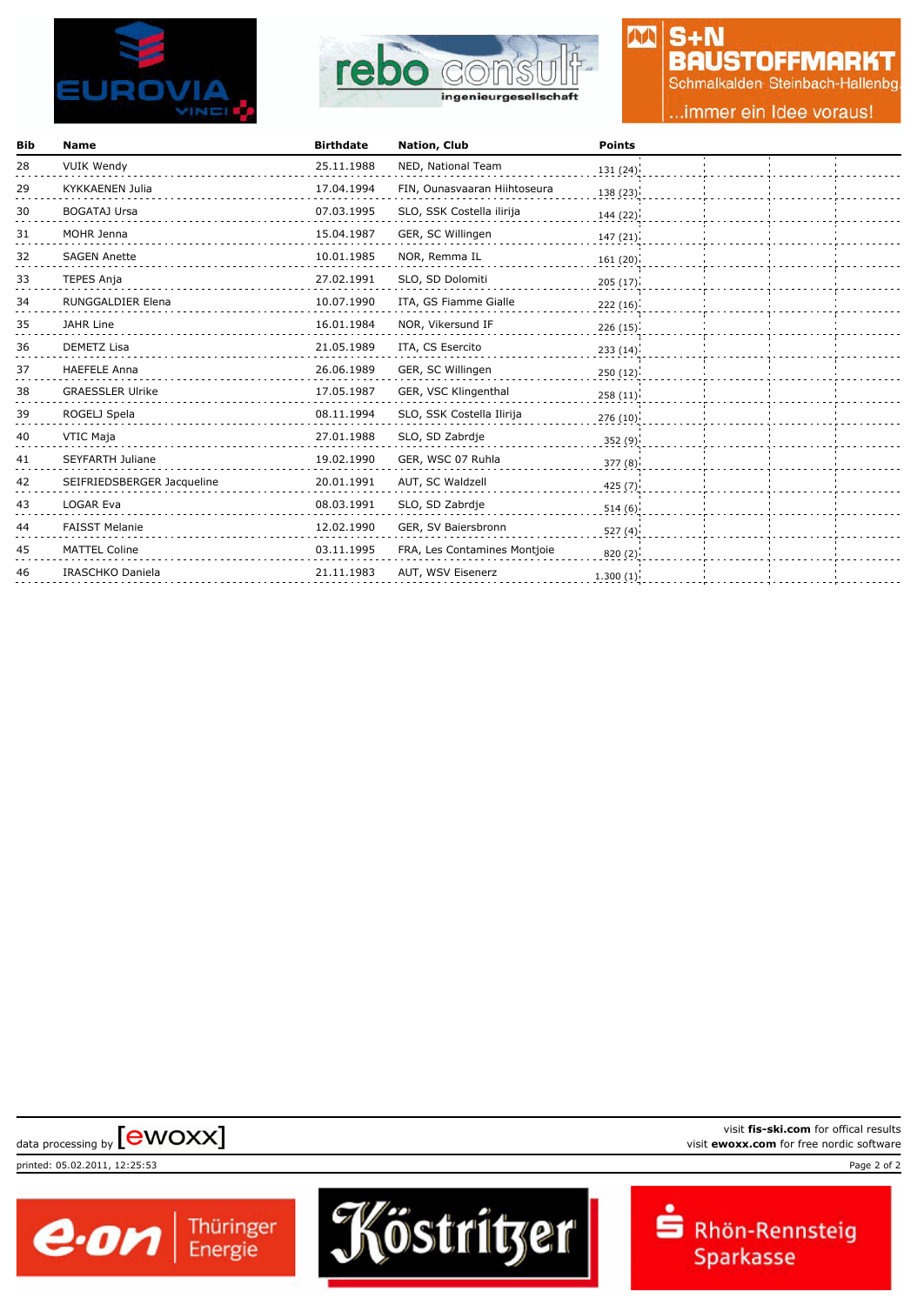| Bib | Name | Birthdate | Nation, Club | Points | | | |
|---|---|---|---|---|---|---|---|
| 28 | VUIK Wendy | 25.11.1988 | NED, National Team | 131 (24) | | | |
| 29 | KYKKAENEN Julia | 17.04.1994 | FIN, Ounasvaaran Hiihtoseura | 138 (23) | | | |
| 30 | BOGATAJ Ursa | 07.03.1995 | SLO, SSK Costella ilirija | 144 (22) | | | |
| 31 | MOHR Jenna | 15.04.1987 | GER, SC Willingen | 147 (21) | | | |
| 32 | SAGEN Anette | 10.01.1985 | NOR, Remma IL | 161 (20) | | | |
| 33 | TEPES Anja | 27.02.1991 | SLO, SD Dolomiti | 205 (17) | | | |
| 34 | RUNGGALDIER Elena | 10.07.1990 | ITA, GS Fiamme Gialle | 222 (16) | | | |
| 35 | JAHR Line | 16.01.1984 | NOR, Vikersund IF | 226 (15) | | | |
| 36 | DEMETZ Lisa | 21.05.1989 | ITA, CS Esercito | 233 (14) | | | |
| 37 | HAEFELE Anna | 26.06.1989 | GER, SC Willingen | 250 (12) | | | |
| 38 | GRAESSLER Ulrike | 17.05.1987 | GER, VSC Klingenthal | 258 (11) | | | |
| 39 | ROGELJ Spela | 08.11.1994 | SLO, SSK Costella Ilirija | 276 (10) | | | |
| 40 | VTIC Maja | 27.01.1988 | SLO, SD Zabrdje | 352 (9) | | | |
| 41 | SEYFARTH Juliane | 19.02.1990 | GER, WSC 07 Ruhla | 377 (8) | | | |
| 42 | SEIFRIEDSBERGER Jacqueline | 20.01.1991 | AUT, SC Waldzell | 425 (7) | | | |
| 43 | LOGAR Eva | 08.03.1991 | SLO, SD Zabrdje | 514 (6) | | | |
| 44 | FAISST Melanie | 12.02.1990 | GER, SV Baiersbronn | 527 (4) | | | |
| 45 | MATTEL Coline | 03.11.1995 | FRA, Les Contamines Montjoie | 820 (2) | | | |
| 46 | IRASCHKO Daniela | 21.11.1983 | AUT, WSV Eisenerz | 1.300 (1) | | | |

data processing by [ewoxx]

visit **fis-ski.com** for offical results
visit **ewoxx.com** for free nordic software

printed: 05.02.2011, 12:25:53